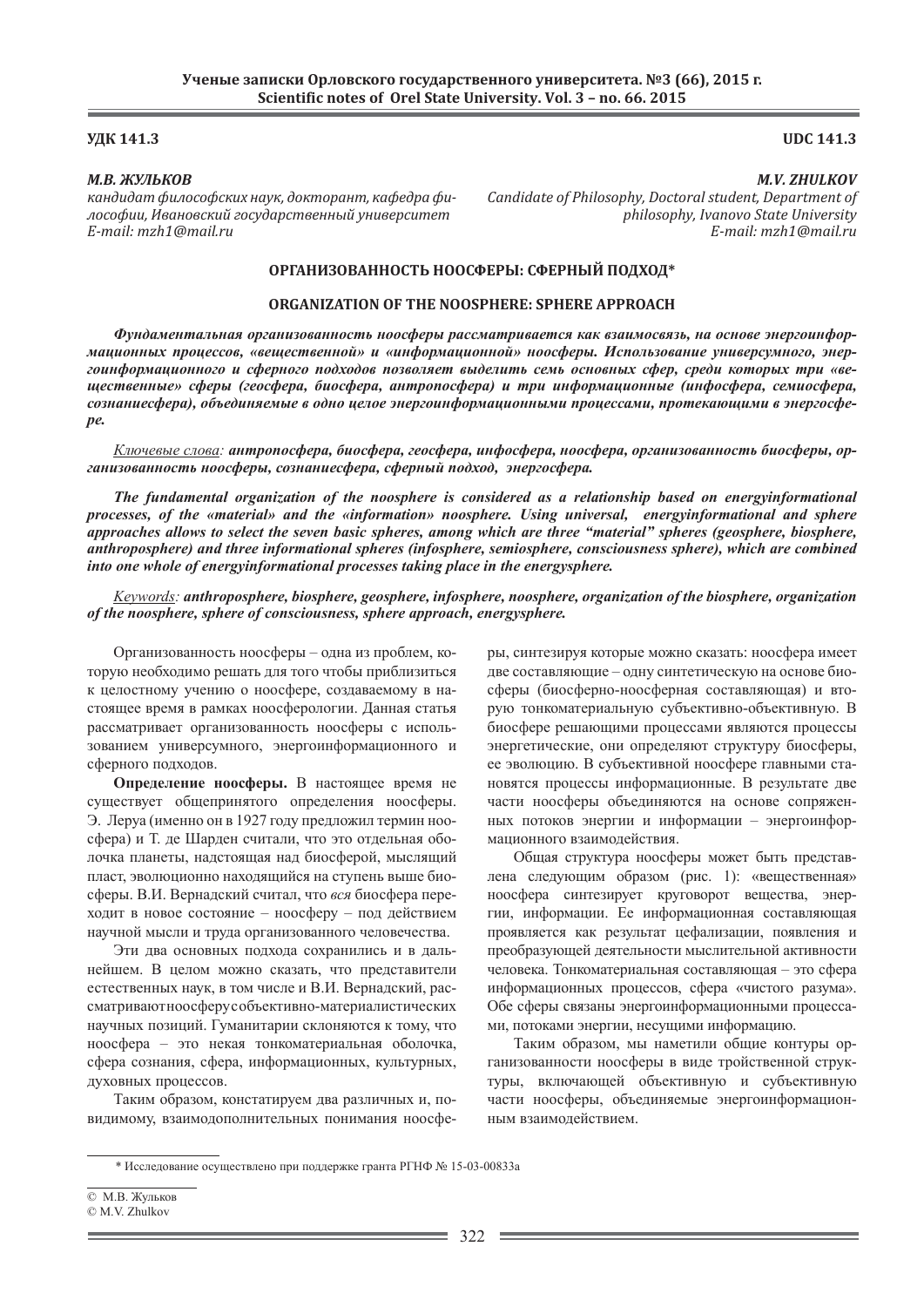**УДК 141.3**

**UDC 141.3**

***М.В. ЖУЛЬКОВ***

*кандидат философских наук, докторант, кафедра философии, Ивановский государственный университет*
*E-mail: mzh1@mail.ru*

***M.V. ZHULKOV***

*Candidate of Philosophy, Doctoral student, Department of philosophy, Ivanovo State University*
*E-mail: mzh1@mail.ru*

# ОРГАНИЗОВАННОСТЬ НООСФЕРЫ: СФЕРНЫЙ ПОДХОД*

# ORGANIZATION OF THE NOOSPHERE: SPHERE APPROACH

***Фундаментальная организованность ноосферы рассматривается как взаимосвязь, на основе энергоинформационных процессов, «вещественной» и «информационной» ноосферы. Использование универсумного, энергоинформационного и сферного подходов позволяет выделить семь основных сфер, среди которых три «вещественные» сферы (геосфера, биосфера, антропосфера) и три информационные (инфосфера, семиосфера, сознаниесфера), объединяемые в одно целое энергоинформационными процессами, протекающими в энергосфере.***

*Ключевые слова:* ***антропосфера, биосфера, геосфера, инфосфера, ноосфера, организованность биосферы, организованность ноосферы, сознаниесфера, сферный подход, энергосфера.***

***The fundamental organization of the noosphere is considered as a relationship based on energyinformational processes, of the «material» and the «information» noosphere. Using universal, energyinformational and sphere approaches allows to select the seven basic spheres, among which are three "material" spheres (geosphere, biosphere, anthroposphere) and three informational spheres (infosphere, semiosphere, consciousness sphere), which are combined into one whole of energyinformational processes taking place in the energysphere.***

*Keywords:* ***anthroposphere, biosphere, geosphere, infosphere, noosphere, organization of the biosphere, organization of the noosphere, sphere of consciousness, sphere approach, energysphere.***

Организованность ноосферы – одна из проблем, которую необходимо решать для того чтобы приблизиться к целостному учению о ноосфере, создаваемому в настоящее время в рамках ноосферологии. Данная статья рассматривает организованность ноосферы с использованием универсумного, энергоинформационного и сферного подходов.

**Определение ноосферы.** В настоящее время не существует общепринятого определения ноосферы. Э. Леруа (именно он в 1927 году предложил термин ноосфера) и Т. де Шарден считали, что это отдельная оболочка планеты, надстоящая над биосферой, мыслящий пласт, эволюционно находящийся на ступень выше биосферы. В.И. Вернадский считал, что *вся* биосфера переходит в новое состояние – ноосферу – под действием научной мысли и труда организованного человечества.

Эти два основных подхода сохранились и в дальнейшем. В целом можно сказать, что представители естественных наук, в том числе и В.И. Вернадский, рассматривают ноосферу с объективно-материалистических научных позиций. Гуманитарии склоняются к тому, что ноосфера – это некая тонкоматериальная оболочка, сфера сознания, сфера, информационных, культурных, духовных процессов.

Таким образом, констатируем два различных и, по-видимому, взаимодополнительных понимания ноосферы, синтезируя которые можно сказать: ноосфера имеет две составляющие – одну синтетическую на основе биосферы (биосферно-ноосферная составляющая) и вторую тонкоматериальную субъективно-объективную. В биосфере решающими процессами являются процессы энергетические, они определяют структуру биосферы, ее эволюцию. В субъективной ноосфере главными становятся процессы информационные. В результате две части ноосферы объединяются на основе сопряженных потоков энергии и информации – энергоинформационного взаимодействия.

Общая структура ноосферы может быть представлена следующим образом (рис. 1): «вещественная» ноосфера синтезирует круговорот вещества, энергии, информации. Ее информационная составляющая проявляется как результат цефализации, появления и преобразующей деятельности мыслительной активности человека. Тонкоматериальная составляющая – это сфера информационных процессов, сфера «чистого разума». Обе сферы связаны энергоинформационными процессами, потоками энергии, несущими информацию.

Таким образом, мы наметили общие контуры организованности ноосферы в виде тройственной структуры, включающей объективную и субъективную части ноосферы, объединяемые энергоинформационным взаимодействием.

---

\* Исследование осуществлено при поддержке гранта РГНФ № 15-03-00833а

© М.В. Жульков
© M.V. Zhulkov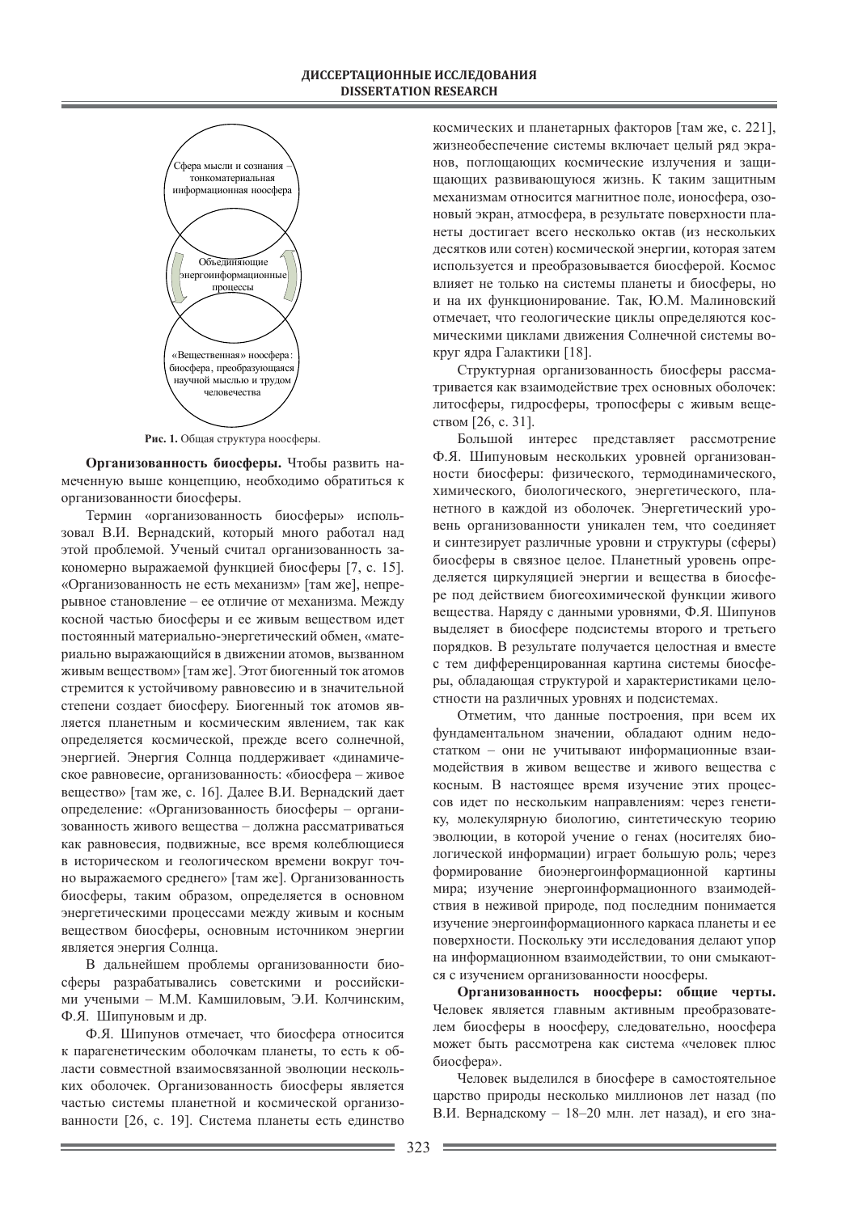Сфера мысли и сознания – тонкоматериальная информационная ноосфера

Объединяющие энергоинформационные процессы

«Вещественная» ноосфера: биосфера, преобразующаяся научной мыслью и трудом человечества

**Рис. 1.** Общая структура ноосферы.

**Организованность биосферы.** Чтобы развить намеченную выше концепцию, необходимо обратиться к организованности биосферы.

Термин «организованность биосферы» использовал В.И. Вернадский, который много работал над этой проблемой. Ученый считал организованность закономерно выражаемой функцией биосферы [7, с. 15]. «Организованность не есть механизм» [там же], непрерывное становление – ее отличие от механизма. Между косной частью биосферы и ее живым веществом идет постоянный материально-энергетический обмен, «материально выражающийся в движении атомов, вызванном живым веществом» [там же]. Этот биогенный ток атомов стремится к устойчивому равновесию и в значительной степени создает биосферу. Биогенный ток атомов является планетным и космическим явлением, так как определяется космической, прежде всего солнечной, энергией. Энергия Солнца поддерживает «динамическое равновесие, организованность: «биосфера – живое вещество» [там же, с. 16]. Далее В.И. Вернадский дает определение: «Организованность биосферы – организованность живого вещества – должна рассматриваться как равновесия, подвижные, все время колеблющиеся в историческом и геологическом времени вокруг точно выражаемого среднего» [там же]. Организованность биосферы, таким образом, определяется в основном энергетическими процессами между живым и косным веществом биосферы, основным источником энергии является энергия Солнца.

В дальнейшем проблемы организованности биосферы разрабатывались советскими и российскими учеными – М.М. Камшиловым, Э.И. Колчинским, Ф.Я. Шипуновым и др.

Ф.Я. Шипунов отмечает, что биосфера относится к парагенетическим оболочкам планеты, то есть к области совместной взаимосвязанной эволюции нескольких оболочек. Организованность биосферы является частью системы планетной и космической организованности [26, с. 19]. Система планеты есть единство космических и планетарных факторов [там же, с. 221], жизнеобеспечение системы включает целый ряд экранов, поглощающих космические излучения и защищающих развивающуюся жизнь. К таким защитным механизмам относится магнитное поле, ионосфера, озоновый экран, атмосфера, в результате поверхности планеты достигает всего несколько октав (из нескольких десятков или сотен) космической энергии, которая затем используется и преобразовывается биосферой. Космос влияет не только на системы планеты и биосферы, но и на их функционирование. Так, Ю.М. Малиновский отмечает, что геологические циклы определяются космическими циклами движения Солнечной системы вокруг ядра Галактики [18].

Структурная организованность биосферы рассматривается как взаимодействие трех основных оболочек: литосферы, гидросферы, тропосферы с живым веществом [26, с. 31].

Большой интерес представляет рассмотрение Ф.Я. Шипуновым нескольких уровней организованности биосферы: физического, термодинамического, химического, биологического, энергетического, планетного в каждой из оболочек. Энергетический уровень организованности уникален тем, что соединяет и синтезирует различные уровни и структуры (сферы) биосферы в связное целое. Планетный уровень определяется циркуляцией энергии и вещества в биосфере под действием биогеохимической функции живого вещества. Наряду с данными уровнями, Ф.Я. Шипунов выделяет в биосфере подсистемы второго и третьего порядков. В результате получается целостная и вместе с тем дифференцированная картина системы биосферы, обладающая структурой и характеристиками целостности на различных уровнях и подсистемах.

Отметим, что данные построения, при всем их фундаментальном значении, обладают одним недостатком – они не учитывают информационные взаимодействия в живом веществе и живого вещества с косным. В настоящее время изучение этих процессов идет по нескольким направлениям: через генетику, молекулярную биологию, синтетическую теорию эволюции, в которой учение о генах (носителях биологической информации) играет большую роль; через формирование биоэнергоинформационной картины мира; изучение энергоинформационного взаимодействия в неживой природе, под последним понимается изучение энергоинформационного каркаса планеты и ее поверхности. Поскольку эти исследования делают упор на информационном взаимодействии, то они смыкаются с изучением организованности ноосферы.

**Организованность ноосферы: общие черты.** Человек является главным активным преобразователем биосферы в ноосферу, следовательно, ноосфера может быть рассмотрена как система «человек плюс биосфера».

Человек выделился в биосфере в самостоятельное царство природы несколько миллионов лет назад (по В.И. Вернадскому – 18–20 млн. лет назад), и его зна-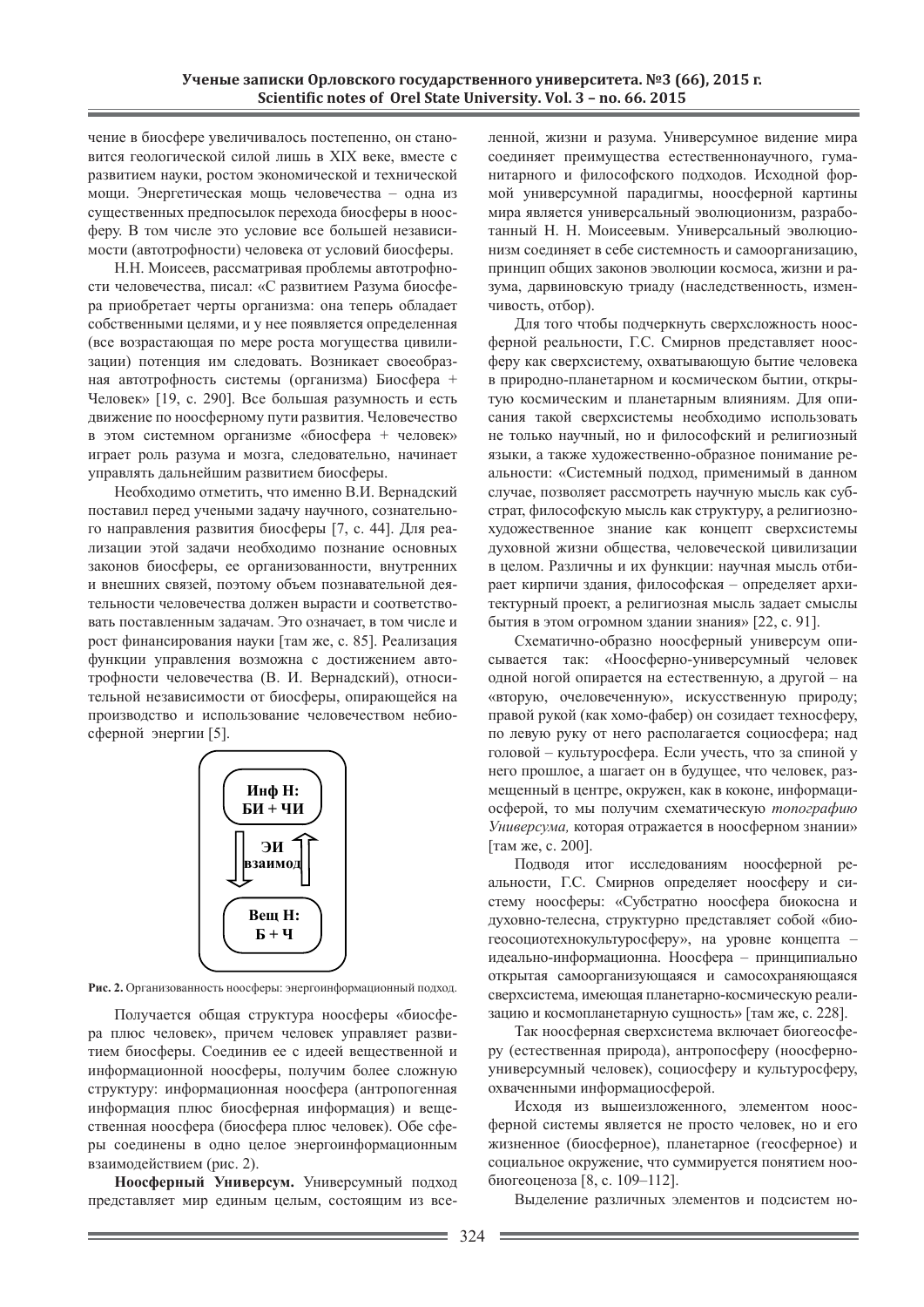чение в биосфере увеличивалось постепенно, он становится геологической силой лишь в XIX веке, вместе с развитием науки, ростом экономической и технической мощи. Энергетическая мощь человечества – одна из существенных предпосылок перехода биосферы в ноосферу. В том числе это условие все большей независимости (автотрофности) человека от условий биосферы.

Н.Н. Моисеев, рассматривая проблемы автотрофности человечества, писал: «С развитием Разума биосфера приобретает черты организма: она теперь обладает собственными целями, и у нее появляется определенная (все возрастающая по мере роста могущества цивилизации) потенция им следовать. Возникает своеобразная автотрофность системы (организма) Биосфера + Человек» [19, с. 290]. Все большая разумность и есть движение по ноосферному пути развития. Человечество в этом системном организме «биосфера + человек» играет роль разума и мозга, следовательно, начинает управлять дальнейшим развитием биосферы.

Необходимо отметить, что именно В.И. Вернадский поставил перед учеными задачу научного, сознательного направления развития биосферы [7, с. 44]. Для реализации этой задачи необходимо познание основных законов биосферы, ее организованности, внутренних и внешних связей, поэтому объем познавательной деятельности человечества должен вырасти и соответствовать поставленным задачам. Это означает, в том числе и рост финансирования науки [там же, с. 85]. Реализация функции управления возможна с достижением автотрофности человечества (В. И. Вернадский), относительной независимости от биосферы, опирающейся на производство и использование человечеством небиосферной энергии [5].

Инф Н: БИ + ЧИ

ЭИ взаимод

Вещ Н: Б + Ч

**Рис. 2.** Организованность ноосферы: энергоинформационный подход.

Получается общая структура ноосферы «биосфера плюс человек», причем человек управляет развитием биосферы. Соединив ее с идеей вещественной и информационной ноосферы, получим более сложную структуру: информационная ноосфера (антропогенная информация плюс биосферная информация) и вещественная ноосфера (биосфера плюс человек). Обе сферы соединены в одно целое энергоинформационным взаимодействием (рис. 2).

**Ноосферный Универсум.** Универсумный подход представляет мир единым целым, состоящим из вселенной, жизни и разума. Универсумное видение мира соединяет преимущества естественнонаучного, гуманитарного и философского подходов. Исходной формой универсумной парадигмы, ноосферной картины мира является универсальный эволюционизм, разработанный Н. Н. Моисеевым. Универсальный эволюционизм соединяет в себе системность и самоорганизацию, принцип общих законов эволюции космоса, жизни и разума, дарвиновскую триаду (наследственность, изменчивость, отбор).

Для того чтобы подчеркнуть сверхсложность ноосферной реальности, Г.С. Смирнов представляет ноосферу как сверхсистему, охватывающую бытие человека в природно-планетарном и космическом бытии, открытую космическим и планетарным влияниям. Для описания такой сверхсистемы необходимо использовать не только научный, но и философский и религиозный языки, а также художественно-образное понимание реальности: «Системный подход, применимый в данном случае, позволяет рассмотреть научную мысль как субстрат, философскую мысль как структуру, а религиозно-художественное знание как концепт сверхсистемы духовной жизни общества, человеческой цивилизации в целом. Различны и их функции: научная мысль отбирает кирпичи здания, философская – определяет архитектурный проект, а религиозная мысль задает смыслы бытия в этом огромном здании знания» [22, с. 91].

Схематично-образно ноосферный универсум описывается так: «Ноосферно-универсумный человек одной ногой опирается на естественную, а другой – на «вторую, очеловеченную», искусственную природу; правой рукой (как хомо-фабер) он созидает техносферу, по левую руку от него располагается социосфера; над головой – культуросфера. Если учесть, что за спиной у него прошлое, а шагает он в будущее, что человек, размещенный в центре, окружен, как в коконе, информациосферой, то мы получим схематическую *топографию Универсума,* которая отражается в ноосферном знании» [там же, с. 200].

Подводя итог исследованиям ноосферной реальности, Г.С. Смирнов определяет ноосферу и систему ноосферы: «Субстратно ноосфера биокосна и духовно-телесна, структурно представляет собой «биогеосоциотехнокультуросферу», на уровне концепта – идеально-информационна. Ноосфера – принципиально открытая самоорганизующаяся и самосохраняющаяся сверхсистема, имеющая планетарно-космическую реализацию и космопланетарную сущность» [там же, с. 228].

Так ноосферная сверхсистема включает биогеосферу (естественная природа), антропосферу (ноосферно-универсумный человек), социосферу и культуросферу, охваченными информациосферой.

Исходя из вышеизложенного, элементом ноосферной системы является не просто человек, но и его жизненное (биосферное), планетарное (геосферное) и социальное окружение, что суммируется понятием ноobиогеоценоза [8, с. 109–112].

Выделение различных элементов и подсистем но-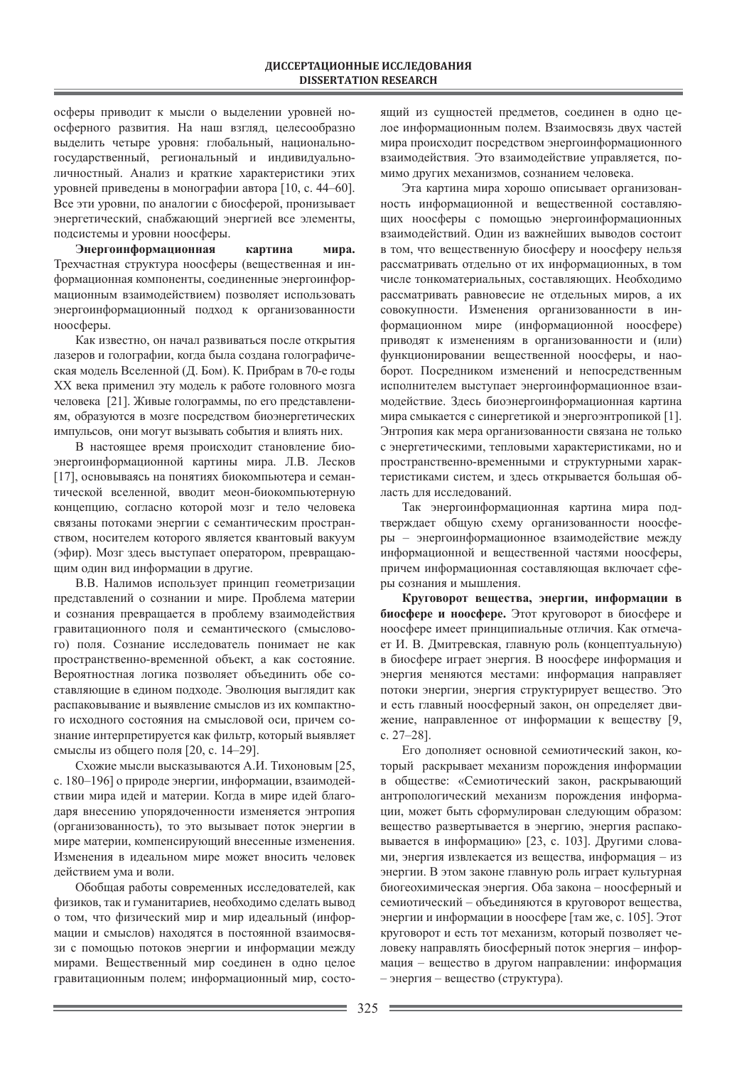осферы приводит к мысли о выделении уровней ноосферного развития. На наш взгляд, целесообразно выделить четыре уровня: глобальный, национально-государственный, региональный и индивидуально-личностный. Анализ и краткие характеристики этих уровней приведены в монографии автора [10, с. 44–60]. Все эти уровни, по аналогии с биосферой, пронизывает энергетический, снабжающий энергией все элементы, подсистемы и уровни ноосферы.

**Энергоинформационная картина мира.** Трехчастная структура ноосферы (вещественная и информационная компоненты, соединенные энергоинформационным взаимодействием) позволяет использовать энергоинформационный подход к организованности ноосферы.

Как известно, он начал развиваться после открытия лазеров и голографии, когда была создана голографическая модель Вселенной (Д. Бом). К. Прибрам в 70-е годы XX века применил эту модель к работе головного мозга человека [21]. Живые голограммы, по его представлениям, образуются в мозге посредством биоэнергетических импульсов, они могут вызывать события и влиять них.

В настоящее время происходит становление биоэнергоинформационной картины мира. Л.В. Лесков [17], основываясь на понятиях биокомпьютера и семантической вселенной, вводит меон-биокомпьютерную концепцию, согласно которой мозг и тело человека связаны потоками энергии с семантическим пространством, носителем которого является квантовый вакуум (эфир). Мозг здесь выступает оператором, превращающим один вид информации в другие.

В.В. Налимов использует принцип геометризации представлений о сознании и мире. Проблема материи и сознания превращается в проблему взаимодействия гравитационного поля и семантического (смыслового) поля. Сознание исследователь понимает не как пространственно-временной объект, а как состояние. Вероятностная логика позволяет объединить обе составляющие в едином подходе. Эволюция выглядит как распаковывание и выявление смыслов из их компактного исходного состояния на смысловой оси, причем сознание интерпретируется как фильтр, который выявляет смыслы из общего поля [20, с. 14–29].

Схожие мысли высказываются А.И. Тихоновым [25, с. 180–196] о природе энергии, информации, взаимодействии мира идей и материи. Когда в мире идей благодаря внесению упорядоченности изменяется энтропия (организованность), то это вызывает поток энергии в мире материи, компенсирующий внесенные изменения. Изменения в идеальном мире может вносить человек действием ума и воли.

Обобщая работы современных исследователей, как физиков, так и гуманитариев, необходимо сделать вывод о том, что физический мир и мир идеальный (информации и смыслов) находятся в постоянной взаимосвязи с помощью потоков энергии и информации между мирами. Вещественный мир соединен в одно целое гравитационным полем; информационный мир, состоящий из сущностей предметов, соединен в одно целое информационным полем. Взаимосвязь двух частей мира происходит посредством энергоинформационного взаимодействия. Это взаимодействие управляется, помимо других механизмов, сознанием человека.

Эта картина мира хорошо описывает организованность информационной и вещественной составляющих ноосферы с помощью энергоинформационных взаимодействий. Один из важнейших выводов состоит в том, что вещественную биосферу и ноосферу нельзя рассматривать отдельно от их информационных, в том числе тонкоматериальных, составляющих. Необходимо рассматривать равновесие не отдельных миров, а их совокупности. Изменения организованности в информационном мире (информационной ноосфере) приводят к изменениям в организованности и (или) функционировании вещественной ноосферы, и наоборот. Посредником изменений и непосредственным исполнителем выступает энергоинформационное взаимодействие. Здесь биоэнергоинформационная картина мира смыкается с синергетикой и энергоэнтропикой [1]. Энтропия как мера организованности связана не только с энергетическими, тепловыми характеристиками, но и пространственно-временными и структурными характеристиками систем, и здесь открывается большая область для исследований.

Так энергоинформационная картина мира подтверждает общую схему организованности ноосферы – энергоинформационное взаимодействие между информационной и вещественной частями ноосферы, причем информационная составляющая включает сферы сознания и мышления.

**Круговорот вещества, энергии, информации в биосфере и ноосфере.** Этот круговорот в биосфере и ноосфере имеет принципиальные отличия. Как отмечает И. В. Дмитревская, главную роль (концептуальную) в биосфере играет энергия. В ноосфере информация и энергия меняются местами: информация направляет потоки энергии, энергия структурирует вещество. Это и есть главный ноосферный закон, он определяет движение, направленное от информации к веществу [9, с. 27–28].

Его дополняет основной семиотический закон, который раскрывает механизм порождения информации в обществе: «Семиотический закон, раскрывающий антропологический механизм порождения информации, может быть сформулирован следующим образом: вещество развертывается в энергию, энергия распаковывается в информацию» [23, с. 103]. Другими словами, энергия извлекается из вещества, информация – из энергии. В этом законе главную роль играет культурная биогеохимическая энергия. Оба закона – ноосферный и семиотический – объединяются в круговорот вещества, энергии и информации в ноосфере [там же, с. 105]. Этот круговорот и есть тот механизм, который позволяет человеку направлять биосферный поток энергия – информация – вещество в другом направлении: информация – энергия – вещество (структура).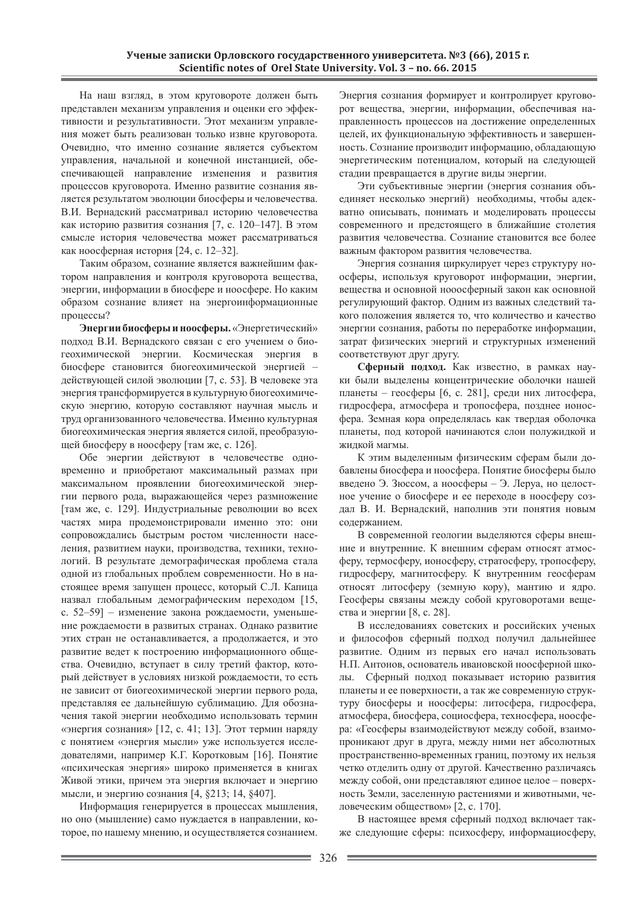На наш взгляд, в этом круговороте должен быть представлен механизм управления и оценки его эффективности и результативности. Этот механизм управления может быть реализован только извне круговорота. Очевидно, что именно сознание является субъектом управления, начальной и конечной инстанцией, обеспечивающей направление изменения и развития процессов круговорота. Именно развитие сознания является результатом эволюции биосферы и человечества. В.И. Вернадский рассматривал историю человечества как историю развития сознания [7, с. 120–147]. В этом смысле история человечества может рассматриваться как ноосферная история [24, с. 12–32].

Таким образом, сознание является важнейшим фактором направления и контроля круговорота вещества, энергии, информации в биосфере и ноосфере. Но каким образом сознание влияет на энергоинформационные процессы?

**Энергии биосферы и ноосферы.** «Энергетический» подход В.И. Вернадского связан с его учением о биогеохимической энергии. Космическая энергия в биосфере становится биогеохимической энергией – действующей силой эволюции [7, с. 53]. В человеке эта энергия трансформируется в культурную биогеохимическую энергию, которую составляют научная мысль и труд организованного человечества. Именно культурная биогеохимическая энергия является силой, преобразующей биосферу в ноосферу [там же, с. 126].

Обе энергии действуют в человечестве одновременно и приобретают максимальный размах при максимальном проявлении биогеохимической энергии первого рода, выражающейся через размножение [там же, с. 129]. Индустриальные революции во всех частях мира продемонстрировали именно это: они сопровождались быстрым ростом численности населения, развитием науки, производства, техники, технологий. В результате демографическая проблема стала одной из глобальных проблем современности. Но в настоящее время запущен процесс, который С.Л. Капица назвал глобальным демографическим переходом [15, с. 52–59] – изменение закона рождаемости, уменьшение рождаемости в развитых странах. Однако развитие этих стран не останавливается, а продолжается, и это развитие ведет к построению информационного общества. Очевидно, вступает в силу третий фактор, который действует в условиях низкой рождаемости, то есть не зависит от биогеохимической энергии первого рода, представляя ее дальнейшую сублимацию. Для обозначения такой энергии необходимо использовать термин «энергия сознания» [12, с. 41; 13]. Этот термин наряду с понятием «энергия мысли» уже используется исследователями, например К.Г. Коротковым [16]. Понятие «психическая энергия» широко применяется в книгах Живой этики, причем эта энергия включает и энергию мысли, и энергию сознания [4, §213; 14, §407].

Информация генерируется в процессах мышления, но оно (мышление) само нуждается в направлении, которое, по нашему мнению, и осуществляется сознанием. Энергия сознания формирует и контролирует круговорот вещества, энергии, информации, обеспечивая направленность процессов на достижение определенных целей, их функциональную эффективность и завершенность. Сознание производит информацию, обладающую энергетическим потенциалом, который на следующей стадии превращается в другие виды энергии.

Эти субъективные энергии (энергия сознания объединяет несколько энергий) необходимы, чтобы адекватно описывать, понимать и моделировать процессы современного и предстоящего в ближайшие столетия развития человечества. Сознание становится все более важным фактором развития человечества.

Энергия сознания циркулирует через структуру ноосферы, используя круговорот информации, энергии, вещества и основной нооосферный закон как основной регулирующий фактор. Одним из важных следствий такого положения является то, что количество и качество энергии сознания, работы по переработке информации, затрат физических энергий и структурных изменений соответствуют друг другу.

**Сферный подход.** Как известно, в рамках науки были выделены концентрические оболочки нашей планеты – геосферы [6, с. 281], среди них литосфера, гидросфера, атмосфера и тропосфера, позднее ионосфера. Земная кора определялась как твердая оболочка планеты, под которой начинаются слои полужидкой и жидкой магмы.

К этим выделенным физическим сферам были добавлены биосфера и ноосфера. Понятие биосферы было введено Э. Зюссом, а ноосферы – Э. Леруа, но целостное учение о биосфере и ее переходе в ноосферу создал В. И. Вернадский, наполнив эти понятия новым содержанием.

В современной геологии выделяются сферы внешние и внутренние. К внешним сферам относят атмосферу, термосферу, ионосферу, стратосферу, тропосферу, гидросферу, магнитосферу. К внутренним геосферам относят литосферу (земную кору), мантию и ядро. Геосферы связаны между собой круговоротами вещества и энергии [8, с. 28].

В исследованиях советских и российских ученых и философов сферный подход получил дальнейшее развитие. Одним из первых его начал использовать Н.П. Антонов, основатель ивановской ноосферной школы. Сферный подход показывает историю развития планеты и ее поверхности, а так же современную структуру биосферы и ноосферы: литосфера, гидросфера, атмосфера, биосфера, социосфера, техносфера, ноосфера: «Геосферы взаимодействуют между собой, взаимопроникают друг в друга, между ними нет абсолютных пространственно-временных границ, поэтому их нельзя четко отделить одну от другой. Качественно различаясь между собой, они представляют единое целое – поверхность Земли, заселенную растениями и животными, человеческим обществом» [2, с. 170].

В настоящее время сферный подход включает также следующие сферы: психосферу, информациосферу,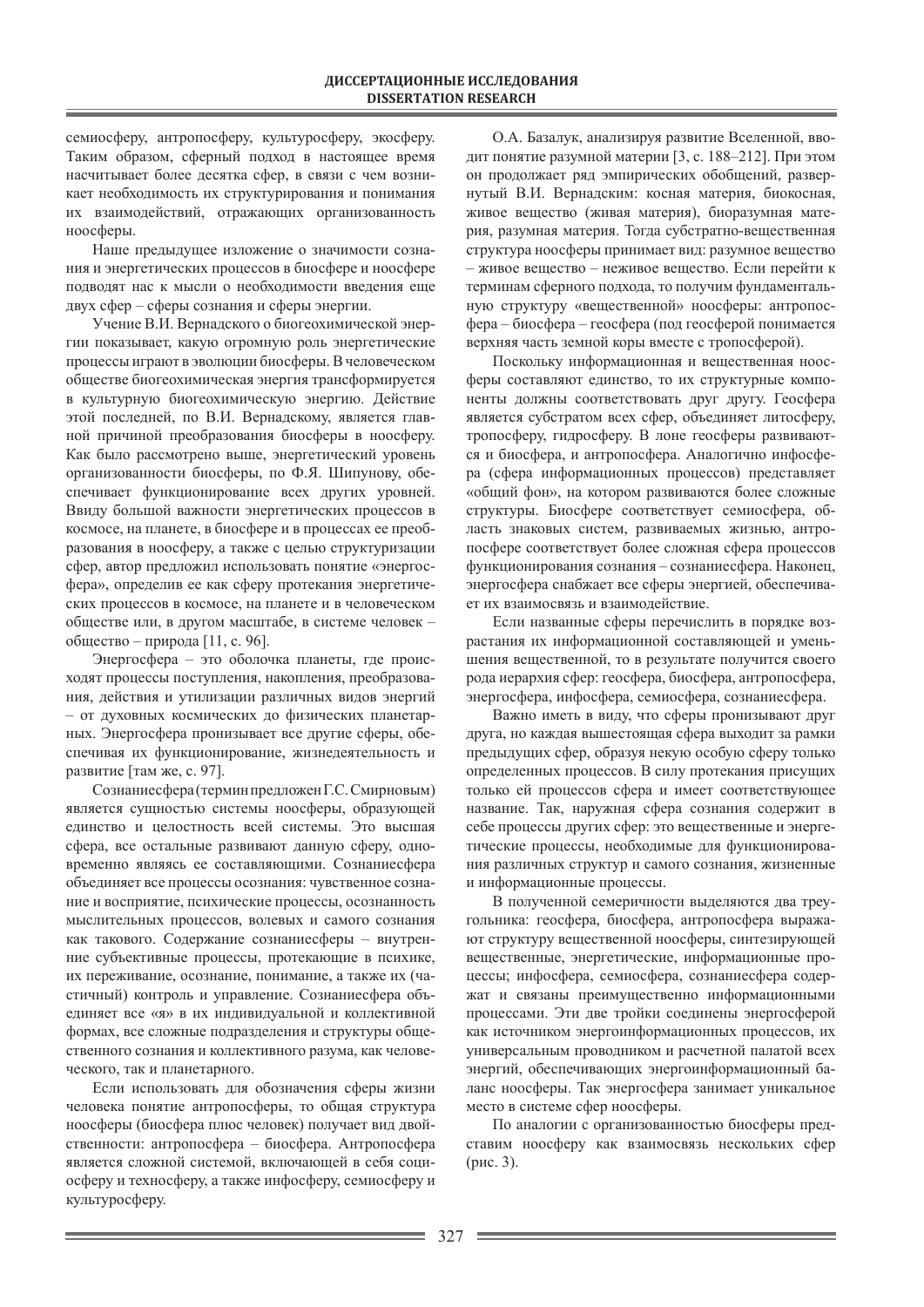семиосферу, антропосферу, культуросферу, экосферу. Таким образом, сферный подход в настоящее время насчитывает более десятка сфер, в связи с чем возникает необходимость их структурирования и понимания их взаимодействий, отражающих организованность ноосферы.

Наше предыдущее изложение о значимости сознания и энергетических процессов в биосфере и ноосфере подводят нас к мысли о необходимости введения еще двух сфер – сферы сознания и сферы энергии.

Учение В.И. Вернадского о биогеохимической энергии показывает, какую огромную роль энергетические процессы играют в эволюции биосферы. В человеческом обществе биогеохимическая энергия трансформируется в культурную биогеохимическую энергию. Действие этой последней, по В.И. Вернадскому, является главной причиной преобразования биосферы в ноосферу. Как было рассмотрено выше, энергетический уровень организованности биосферы, по Ф.Я. Шипунову, обеспечивает функционирование всех других уровней. Ввиду большой важности энергетических процессов в космосе, на планете, в биосфере и в процессах ее преобразования в ноосферу, а также с целью структуризации сфер, автор предложил использовать понятие «энергосфера», определив ее как сферу протекания энергетических процессов в космосе, на планете и в человеческом обществе или, в другом масштабе, в системе человек – общество – природа [11, с. 96].

Энергосфера – это оболочка планеты, где происходят процессы поступления, накопления, преобразования, действия и утилизации различных видов энергий – от духовных космических до физических планетарных. Энергосфера пронизывает все другие сферы, обеспечивая их функционирование, жизнедеятельность и развитие [там же, с. 97].

Сознаниесфера (термин предложен Г.С. Смирновым) является сущностью системы ноосферы, образующей единство и целостность всей системы. Это высшая сфера, все остальные развивают данную сферу, одновременно являясь ее составляющими. Сознаниесфера объединяет все процессы осознания: чувственное сознание и восприятие, психические процессы, осознанность мыслительных процессов, волевых и самого сознания как такового. Содержание сознаниесферы – внутренние субъективные процессы, протекающие в психике, их переживание, осознание, понимание, а также их (частичный) контроль и управление. Сознаниесфера объединяет все «я» в их индивидуальной и коллективной формах, все сложные подразделения и структуры общественного сознания и коллективного разума, как человеческого, так и планетарного.

Если использовать для обозначения сферы жизни человека понятие антропосферы, то общая структура ноосферы (биосфера плюс человек) получает вид двойственности: антропосфера – биосфера. Антропосфера является сложной системой, включающей в себя социосферу и техносферу, а также инфосферу, семиосферу и культуросферу.

О.А. Базалук, анализируя развитие Вселенной, вводит понятие разумной материи [3, с. 188–212]. При этом он продолжает ряд эмпирических обобщений, развернутый В.И. Вернадским: косная материя, биокосная, живое вещество (живая материя), биоразумная материя, разумная материя. Тогда субстратно-вещественная структура ноосферы принимает вид: разумное вещество – живое вещество – неживое вещество. Если перейти к терминам сферного подхода, то получим фундаментальную структуру «вещественной» ноосферы: антропосфера – биосфера – геосфера (под геосферой понимается верхняя часть земной коры вместе с тропосферой).

Поскольку информационная и вещественная ноосферы составляют единство, то их структурные компоненты должны соответствовать друг другу. Геосфера является субстратом всех сфер, объединяет литосферу, тропосферу, гидросферу. В лоне геосферы развиваются и биосфера, и антропосфера. Аналогично инфосфера (сфера информационных процессов) представляет "общий фон", на котором развиваются более сложные структуры. Биосфере соответствует семиосфера, область знаковых систем, развиваемых жизнью, антропосфере соответствует более сложная сфера процессов функционирования сознания – сознаниесфера. Наконец, энергосфера снабжает все сферы энергией, обеспечивает их взаимосвязь и взаимодействие.

Если названные сферы перечислить в порядке возрастания их информационной составляющей и уменьшения вещественной, то в результате получится своего рода иерархия сфер: геосфера, биосфера, антропосфера, энергосфера, инфосфера, семиосфера, сознаниесфера.

Важно иметь в виду, что сферы пронизывают друг друга, но каждая вышестоящая сфера выходит за рамки предыдущих сфер, образуя некую особую сферу только определенных процессов. В силу протекания присущих только ей процессов сфера и имеет соответствующее название. Так, наружная сфера сознания содержит в себе процессы других сфер: это вещественные и энергетические процессы, необходимые для функционирования различных структур и самого сознания, жизненные и информационные процессы.

В полученной семеричности выделяются два треугольника: геосфера, биосфера, антропосфера выражают структуру вещественной ноосферы, синтезирующей вещественные, энергетические, информационные процессы; инфосфера, семиосфера, сознаниесфера содержат и связаны преимущественно информационными процессами. Эти две тройки соединены энергосферой как источником энергоинформационных процессов, их универсальным проводником и расчетной палатой всех энергий, обеспечивающих энергоинформационный баланс ноосферы. Так энергосфера занимает уникальное место в системе сфер ноосферы.

По аналогии с организованностью биосферы представим ноосферу как взаимосвязь нескольких сфер (рис. 3).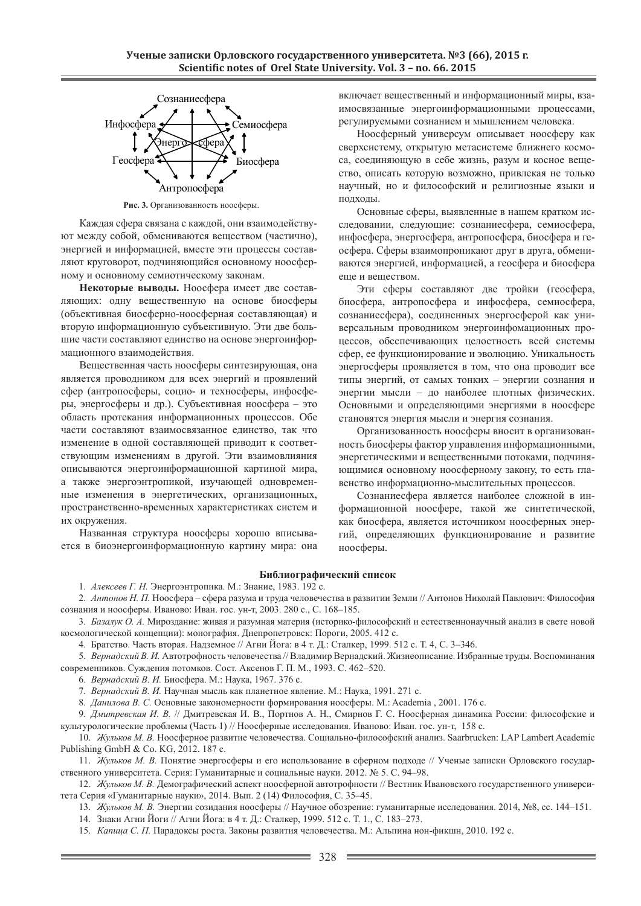Сознаниесфера

Инфосфера — Семиосфера

Энергосфера

Геосфера — Биосфера

Антропосфера

**Рис. 3.** Организованность ноосферы.

Каждая сфера связана с каждой, они взаимодействуют между собой, обмениваются веществом (частично), энергией и информацией, вместе эти процессы составляют круговорот, подчиняющийся основному ноосферному и основному семиотическому законам.

**Некоторые выводы.** Ноосфера имеет две составляющих: одну вещественную на основе биосферы (объективная биосферно-ноосферная составляющая) и вторую информационную субъективную. Эти две большие части составляют единство на основе энергоинформационного взаимодействия.

Вещественная часть ноосферы синтезирующая, она является проводником для всех энергий и проявлений сфер (антропосферы, социо- и техносферы, инфосферы, энергосферы и др.). Субъективная ноосфера – это область протекания информационных процессов. Обе части составляют взаимосвязанное единство, так что изменение в одной составляющей приводит к соответствующим изменениям в другой. Эти взаимовлияния описываются энергоинформационной картиной мира, а также энергоэнтропикой, изучающей одновременные изменения в энергетических, организационных, пространственно-временных характеристиках систем и их окружения.

Названная структура ноосферы хорошо вписывается в биоэнергоинформационную картину мира: она включает вещественный и информационный миры, взаимосвязанные энергоинформационными процессами, регулируемыми сознанием и мышлением человека.

Ноосферный универсум описывает ноосферу как сверхсистему, открытую метасистеме ближнего космоса, соединяющую в себе жизнь, разум и косное вещество, описать которую возможно, привлекая не только научный, но и философский и религиозные языки и подходы.

Основные сферы, выявленные в нашем кратком исследовании, следующие: сознаниесфера, семиосфера, инфосфера, энергосфера, антропосфера, биосфера и геосфера. Сферы взаимопроникают друг в друга, обмениваются энергией, информацией, а геосфера и биосфера еще и веществом.

Эти сферы составляют две тройки (геосфера, биосфера, антропосфера и инфосфера, семиосфера, сознаниесфера), соединенных энергосферой как универсальным проводником энергоинфомационных процессов, обеспечивающих целостность всей системы сфер, ее функционирование и эволюцию. Уникальность энергосферы проявляется в том, что она проводит все типы энергий, от самых тонких – энергии сознания и энергии мысли – до наиболее плотных физических. Основными и определяющими энергиями в ноосфере становятся энергия мысли и энергия сознания.

Организованность ноосферы вносит в организованность биосферы фактор управления информационными, энергетическими и вещественными потоками, подчиняющимися основному ноосферному закону, то есть главенство информационно-мыслительных процессов.

Сознаниесфера является наиболее сложной в информационной ноосфере, такой же синтетической, как биосфера, является источником ноосферных энергий, определяющих функционирование и развитие ноосферы.

## Библиографический список

1. *Алексеев Г. Н.* Энергоэнтропика. М.: Знание, 1983. 192 с.
2. *Антонов Н. П.* Ноосфера – сфера разума и труда человечества в развитии Земли // Антонов Николай Павлович: Философия сознания и ноосферы. Иваново: Иван. гос. ун-т, 2003. 280 с., С. 168–185.
3. *Базалук О. А.* Мироздание: живая и разумная материя (историко-философский и естественнонаучный анализ в свете новой космологической концепции): монография. Днепропетровск: Пороги, 2005. 412 с.
4. Братство. Часть вторая. Надземное // Агни Йога: в 4 т. Д.: Сталкер, 1999. 512 с. Т. 4, С. 3–346.
5. *Вернадский В. И.* Автотрофность человечества // Владимир Вернадский. Жизнеописание. Избранные труды. Воспоминания современников. Суждения потомков. Сост. Аксенов Г. П. М., 1993. С. 462–520.
6. *Вернадский В. И.* Биосфера. М.: Наука, 1967. 376 с.
7. *Вернадский В. И.* Научная мысль как планетное явление. М.: Наука, 1991. 271 с.
8. *Данилова В. С.* Основные закономерности формирования ноосферы. М.: Academia , 2001. 176 с.
9. *Дмитревская И. В.* // Дмитревская И. В., Портнов А. Н., Смирнов Г. С. Ноосферная динамика России: философские и культурологические проблемы (Часть 1) // Ноосферные исследования. Иваново: Иван. гос. ун-т, 158 с.
10. *Жульков М. В.* Ноосферное развитие человечества. Социально-философский анализ. Saarbrucken: LAP Lambert Academic Publishing GmbH & Co. KG, 2012. 187 с.
11. *Жульков М. В.* Понятие энергосферы и его использование в сферном подходе // Ученые записки Орловского государственного университета. Серия: Гуманитарные и социальные науки. 2012. № 5. С. 94–98.
12. *Жульков М. В.* Демографический аспект ноосферной автотрофности // Вестник Ивановского государственного университета Серия «Гуманитарные науки», 2014. Вып. 2 (14) Философия, С. 35–45.
13. *Жульков М. В.* Энергии созидания ноосферы // Научное обозрение: гуманитарные исследования. 2014, №8, сс. 144–151.
14. Знаки Агни Йоги // Агни Йога: в 4 т. Д.: Сталкер, 1999. 512 с. Т. 1., С. 183–273.
15. *Капица С. П.* Парадоксы роста. Законы развития человечества. М.: Альпина нон-фикшн, 2010. 192 с.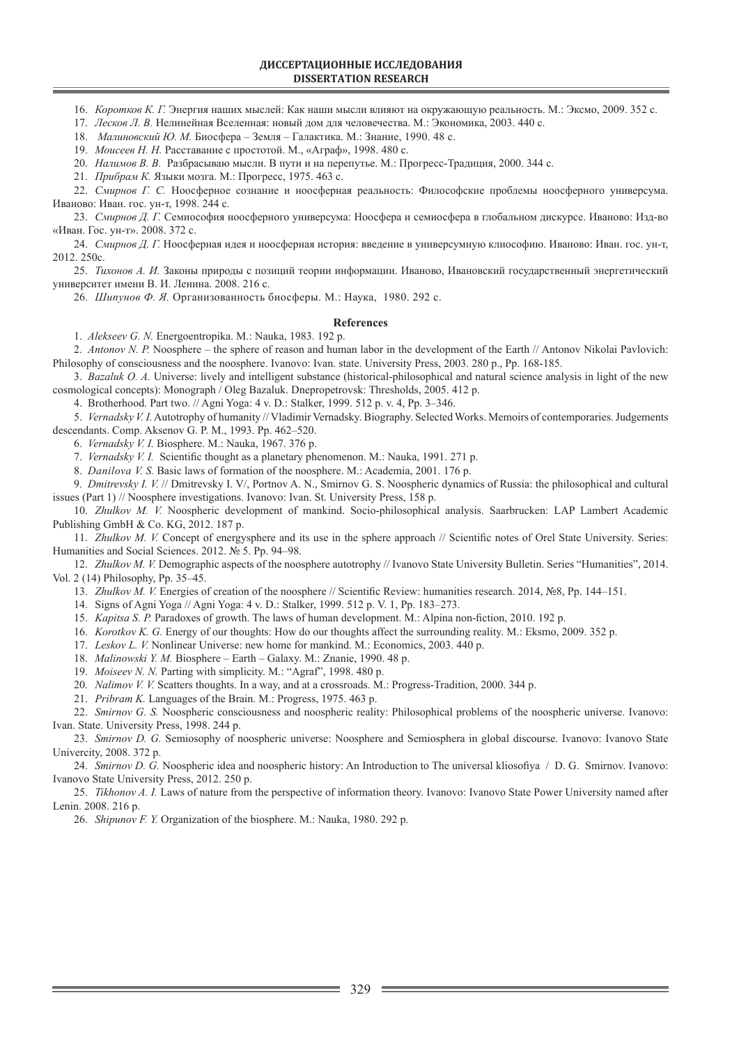16. *Коротков К. Г.* Энергия наших мыслей: Как наши мысли влияют на окружающую реальность. М.: Эксмо, 2009. 352 с.

17. *Лесков Л. В.* Нелинейная Вселенная: новый дом для человечества. М.: Экономика, 2003. 440 с.

18. *Малиновский Ю. М.* Биосфера – Земля – Галактика. М.: Знание, 1990. 48 с.

19. *Моисеев Н. Н.* Расставание с простотой. М., «Аграф», 1998. 480 с.

20. *Налимов В. В.* Разбрасываю мысли. В пути и на перепутье. М.: Прогресс-Традиция, 2000. 344 с.

21. *Прибрам К.* Языки мозга. М.: Прогресс, 1975. 463 с.

22. *Смирнов Г. С.* Ноосферное сознание и ноосферная реальность: Философские проблемы ноосферного универсума. Иваново: Иван. гос. ун-т, 1998. 244 с.

23. *Смирнов Д. Г.* Семиософия ноосферного универсума: Ноосфера и семиосфера в глобальном дискурсе. Иваново: Изд-во «Иван. Гос. ун-т». 2008. 372 с.

24. *Смирнов Д. Г.* Ноосферная идея и ноосферная история: введение в универсумную клиософию. Иваново: Иван. гос. ун-т, 2012. 250с.

25. *Тихонов А. И.* Законы природы с позиций теории информации. Иваново, Ивановский государственный энергетический университет имени В. И. Ленина. 2008. 216 с.

26. *Шипунов Ф. Я.* Организованность биосферы. М.: Наука, 1980. 292 с.

### References

1. *Alekseev G. N.* Energoentropika. M.: Nauka, 1983. 192 p.

2. *Antonov N. P.* Noosphere – the sphere of reason and human labor in the development of the Earth // Antonov Nikolai Pavlovich: Philosophy of consciousness and the noosphere. Ivanovo: Ivan. state. University Press, 2003. 280 p., Pp. 168-185.

3. *Bazaluk O. A.* Universe: lively and intelligent substance (historical-philosophical and natural science analysis in light of the new cosmological concepts): Monograph / Oleg Bazaluk. Dnepropetrovsk: Thresholds, 2005. 412 p.

4. Brotherhood. Part two. // Agni Yoga: 4 v. D.: Stalker, 1999. 512 p. v. 4, Pp. 3–346.

5. *Vernadsky V. I.* Autotrophy of humanity // Vladimir Vernadsky. Biography. Selected Works. Memoirs of contemporaries. Judgements descendants. Comp. Aksenov G. P. M., 1993. Pp. 462–520.

6. *Vernadsky V. I.* Biosphere. M.: Nauka, 1967. 376 p.

7. *Vernadsky V. I.* Scientific thought as a planetary phenomenon. M.: Nauka, 1991. 271 p.

8. *Danilova V. S.* Basic laws of formation of the noosphere. M.: Academia, 2001. 176 p.

9. *Dmitrevsky I. V.* // Dmitrevsky I. V/, Portnov A. N., Smirnov G. S. Noospheric dynamics of Russia: the philosophical and cultural issues (Part 1) // Noosphere investigations. Ivanovo: Ivan. St. University Press, 158 p.

10. *Zhulkov M. V.* Noospheric development of mankind. Socio-philosophical analysis. Saarbrucken: LAP Lambert Academic Publishing GmbH & Co. KG, 2012. 187 p.

11. *Zhulkov M. V.* Concept of energysphere and its use in the sphere approach // Scientific notes of Orel State University. Series: Humanities and Social Sciences. 2012. № 5. Pp. 94–98.

12. *Zhulkov M. V.* Demographic aspects of the noosphere autotrophy // Ivanovo State University Bulletin. Series "Humanities", 2014. Vol. 2 (14) Philosophy, Pp. 35–45.

13. *Zhulkov M. V.* Energies of creation of the noosphere // Scientific Review: humanities research. 2014, №8, Pp. 144–151.

14. Signs of Agni Yoga // Agni Yoga: 4 v. D.: Stalker, 1999. 512 p. V. 1, Pp. 183–273.

15. *Kapitsa S. P.* Paradoxes of growth. The laws of human development. M.: Alpina non-fiction, 2010. 192 p.

16. *Korotkov K. G.* Energy of our thoughts: How do our thoughts affect the surrounding reality. M.: Eksmo, 2009. 352 p.

17. *Leskov L. V.* Nonlinear Universe: new home for mankind. M.: Economics, 2003. 440 p.

18. *Malinowski Y. M.* Biosphere – Earth – Galaxy. M.: Znanie, 1990. 48 p.

19. *Moiseev N. N.* Parting with simplicity. M.: "Agraf", 1998. 480 p.

20. *Nalimov V. V.* Scatters thoughts. In a way, and at a crossroads. M.: Progress-Tradition, 2000. 344 p.

21. *Pribram K.* Languages of the Brain. M.: Progress, 1975. 463 p.

22. *Smirnov G. S.* Noospheric consciousness and noospheric reality: Philosophical problems of the noospheric universe. Ivanovo: Ivan. State. University Press, 1998. 244 p.

23. *Smirnov D. G.* Semiosophy of noospheric universe: Noosphere and Semiosphera in global discourse. Ivanovo: Ivanovo State Univercity, 2008. 372 p.

24. *Smirnov D. G.* Noospheric idea and noospheric history: An Introduction to The universal kliosofiya / D. G. Smirnov. Ivanovo: Ivanovo State University Press, 2012. 250 p.

25. *Tikhonov A. I.* Laws of nature from the perspective of information theory. Ivanovo: Ivanovo State Power University named after Lenin. 2008. 216 p.

26. *Shipunov F. Y.* Organization of the biosphere. M.: Nauka, 1980. 292 p.